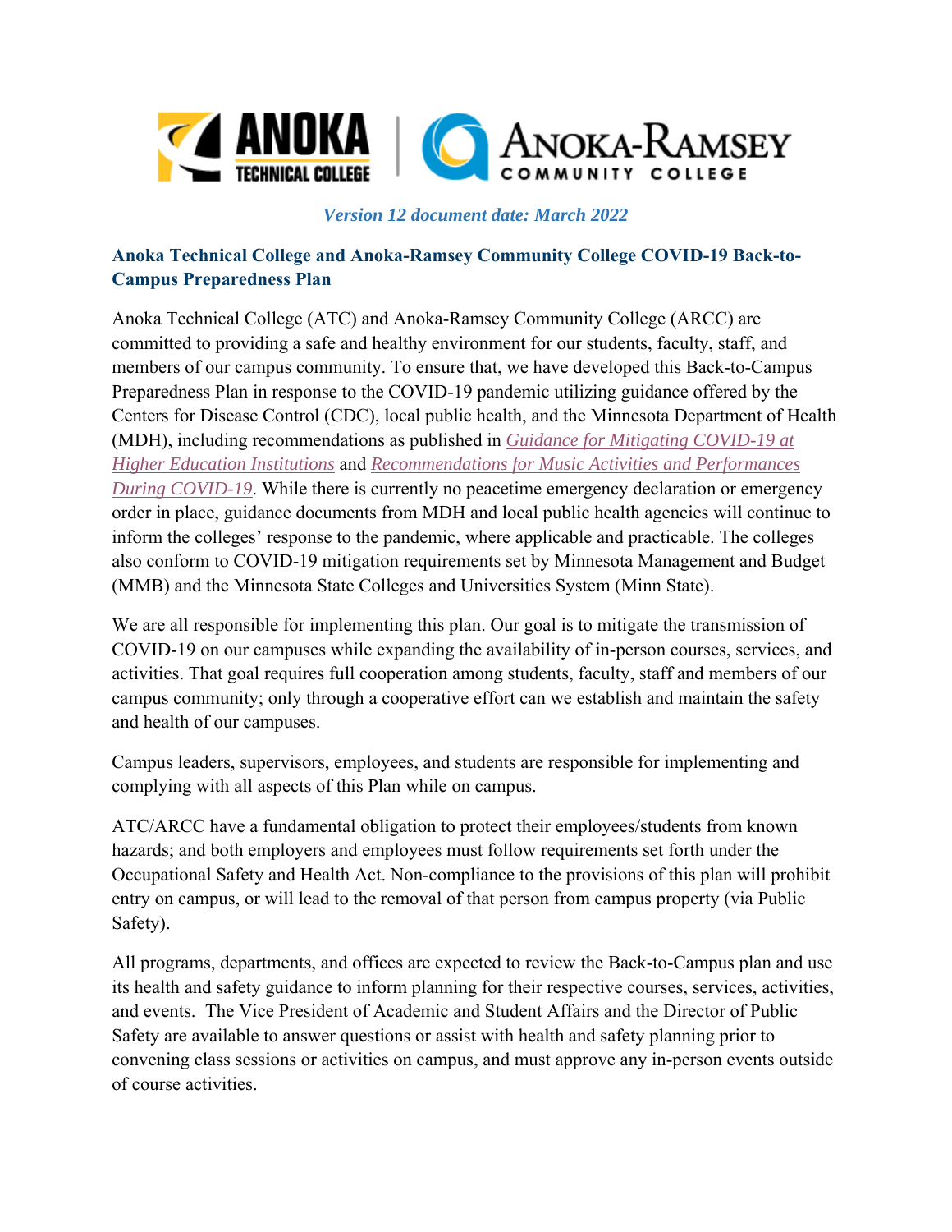*Version 12 document date: March 2022*

## Anoka Technical College and Anoka-Ramsey Community College COVID-19 Back-to-Campus Preparedness Plan

Anoka Technical College (ATC) and Anoka-Ramsey Community College (ARCC) are committed to providing a safe and healthy environment for our students, faculty, staff, and members of our campus community. To ensure that, we have developed this Back-to-Campus Preparedness Plan in response to the COVID-19 pandemic utilizing guidance offered by the Centers for Disease Control (CDC), local public health, and the Minnesota Department of Health (MDH), including recommendations as published in *Guidance for Mitigating COVID-19 at Higher Education Institutions* and *Recommendations for Music Activities and Performances During COVID-19*. While there is currently no peacetime emergency declaration or emergency order in place, guidance documents from MDH and local public health agencies will continue to inform the colleges' response to the pandemic, where applicable and practicable. The colleges also conform to COVID-19 mitigation requirements set by Minnesota Management and Budget (MMB) and the Minnesota State Colleges and Universities System (Minn State).

We are all responsible for implementing this plan. Our goal is to mitigate the transmission of COVID-19 on our campuses while expanding the availability of in-person courses, services, and activities. That goal requires full cooperation among students, faculty, staff and members of our campus community; only through a cooperative effort can we establish and maintain the safety and health of our campuses.

Campus leaders, supervisors, employees, and students are responsible for implementing and complying with all aspects of this Plan while on campus.

ATC/ARCC have a fundamental obligation to protect their employees/students from known hazards; and both employers and employees must follow requirements set forth under the Occupational Safety and Health Act. Non-compliance to the provisions of this plan will prohibit entry on campus, or will lead to the removal of that person from campus property (via Public Safety).

All programs, departments, and offices are expected to review the Back-to-Campus plan and use its health and safety guidance to inform planning for their respective courses, services, activities, and events. The Vice President of Academic and Student Affairs and the Director of Public Safety are available to answer questions or assist with health and safety planning prior to convening class sessions or activities on campus, and must approve any in-person events outside of course activities.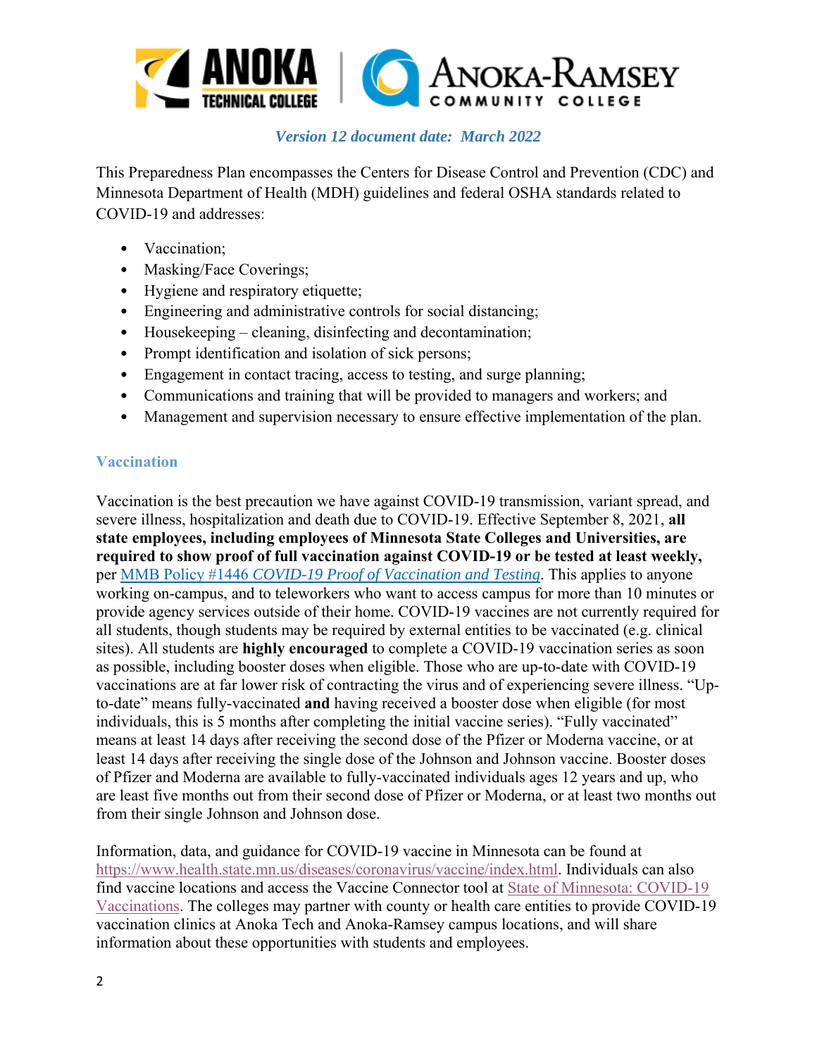*Version 12 document date: March 2022*

This Preparedness Plan encompasses the Centers for Disease Control and Prevention (CDC) and Minnesota Department of Health (MDH) guidelines and federal OSHA standards related to COVID-19 and addresses:

- Vaccination;
- Masking/Face Coverings;
- Hygiene and respiratory etiquette;
- Engineering and administrative controls for social distancing;
- Housekeeping – cleaning, disinfecting and decontamination;
- Prompt identification and isolation of sick persons;
- Engagement in contact tracing, access to testing, and surge planning;
- Communications and training that will be provided to managers and workers; and
- Management and supervision necessary to ensure effective implementation of the plan.

## Vaccination

Vaccination is the best precaution we have against COVID-19 transmission, variant spread, and severe illness, hospitalization and death due to COVID-19. Effective September 8, 2021, **all state employees, including employees of Minnesota State Colleges and Universities, are required to show proof of full vaccination against COVID-19 or be tested at least weekly,** per [MMB Policy #1446 *COVID-19 Proof of Vaccination and Testing*](). This applies to anyone working on-campus, and to teleworkers who want to access campus for more than 10 minutes or provide agency services outside of their home. COVID-19 vaccines are not currently required for all students, though students may be required by external entities to be vaccinated (e.g. clinical sites). All students are **highly encouraged** to complete a COVID-19 vaccination series as soon as possible, including booster doses when eligible. Those who are up-to-date with COVID-19 vaccinations are at far lower risk of contracting the virus and of experiencing severe illness. "Up-to-date" means fully-vaccinated **and** having received a booster dose when eligible (for most individuals, this is 5 months after completing the initial vaccine series). "Fully vaccinated" means at least 14 days after receiving the second dose of the Pfizer or Moderna vaccine, or at least 14 days after receiving the single dose of the Johnson and Johnson vaccine. Booster doses of Pfizer and Moderna are available to fully-vaccinated individuals ages 12 years and up, who are least five months out from their second dose of Pfizer or Moderna, or at least two months out from their single Johnson and Johnson dose.

Information, data, and guidance for COVID-19 vaccine in Minnesota can be found at https://www.health.state.mn.us/diseases/coronavirus/vaccine/index.html. Individuals can also find vaccine locations and access the Vaccine Connector tool at [State of Minnesota: COVID-19 Vaccinations](). The colleges may partner with county or health care entities to provide COVID-19 vaccination clinics at Anoka Tech and Anoka-Ramsey campus locations, and will share information about these opportunities with students and employees.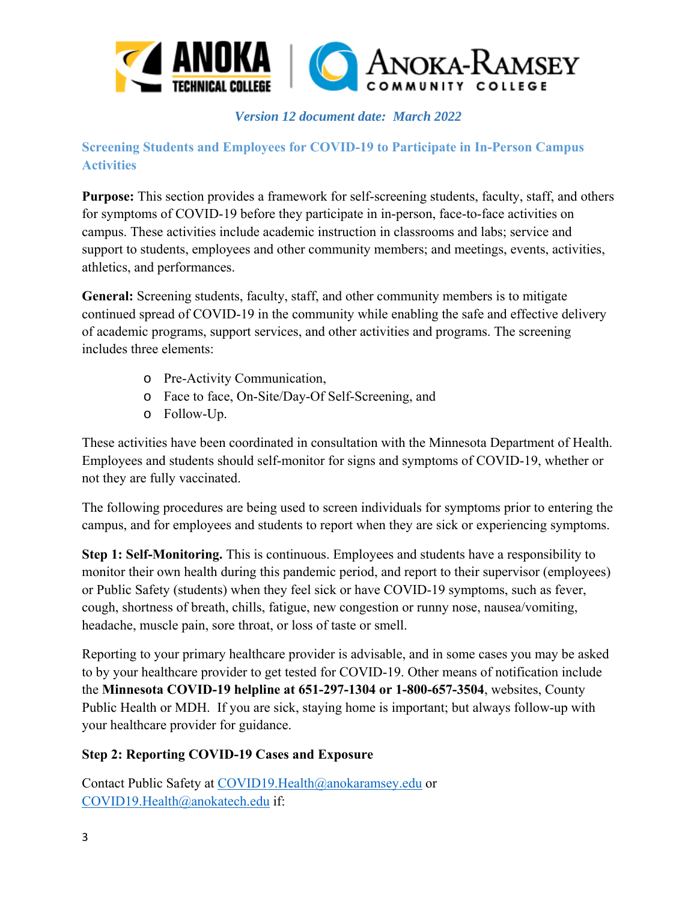*Version 12 document date: March 2022*

## Screening Students and Employees for COVID-19 to Participate in In-Person Campus Activities

**Purpose:** This section provides a framework for self-screening students, faculty, staff, and others for symptoms of COVID-19 before they participate in in-person, face-to-face activities on campus. These activities include academic instruction in classrooms and labs; service and support to students, employees and other community members; and meetings, events, activities, athletics, and performances.

**General:** Screening students, faculty, staff, and other community members is to mitigate continued spread of COVID-19 in the community while enabling the safe and effective delivery of academic programs, support services, and other activities and programs. The screening includes three elements:

- Pre-Activity Communication,
- Face to face, On-Site/Day-Of Self-Screening, and
- Follow-Up.

These activities have been coordinated in consultation with the Minnesota Department of Health. Employees and students should self-monitor for signs and symptoms of COVID-19, whether or not they are fully vaccinated.

The following procedures are being used to screen individuals for symptoms prior to entering the campus, and for employees and students to report when they are sick or experiencing symptoms.

**Step 1: Self-Monitoring.** This is continuous. Employees and students have a responsibility to monitor their own health during this pandemic period, and report to their supervisor (employees) or Public Safety (students) when they feel sick or have COVID-19 symptoms, such as fever, cough, shortness of breath, chills, fatigue, new congestion or runny nose, nausea/vomiting, headache, muscle pain, sore throat, or loss of taste or smell.

Reporting to your primary healthcare provider is advisable, and in some cases you may be asked to by your healthcare provider to get tested for COVID-19. Other means of notification include the **Minnesota COVID-19 helpline at 651-297-1304 or 1-800-657-3504**, websites, County Public Health or MDH. If you are sick, staying home is important; but always follow-up with your healthcare provider for guidance.

**Step 2: Reporting COVID-19 Cases and Exposure**

Contact Public Safety at COVID19.Health@anokaramsey.edu or COVID19.Health@anokatech.edu if: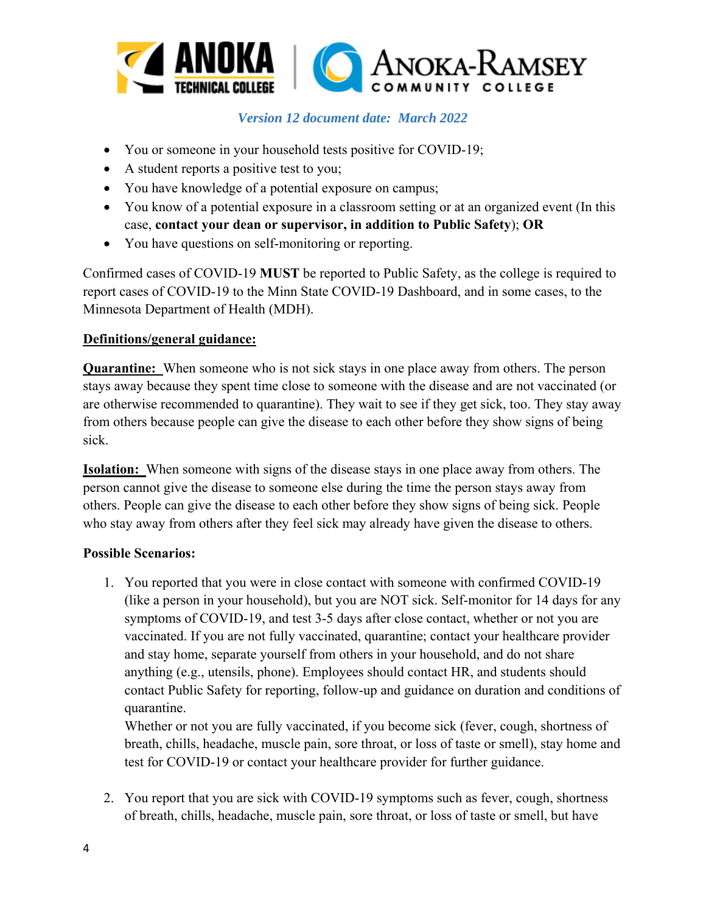- You or someone in your household tests positive for COVID-19;
- A student reports a positive test to you;
- You have knowledge of a potential exposure on campus;
- You know of a potential exposure in a classroom setting or at an organized event (In this case, **contact your dean or supervisor, in addition to Public Safety**); **OR**
- You have questions on self-monitoring or reporting.

Confirmed cases of COVID-19 **MUST** be reported to Public Safety, as the college is required to report cases of COVID-19 to the Minn State COVID-19 Dashboard, and in some cases, to the Minnesota Department of Health (MDH).

**Definitions/general guidance:**

**Quarantine:** When someone who is not sick stays in one place away from others. The person stays away because they spent time close to someone with the disease and are not vaccinated (or are otherwise recommended to quarantine). They wait to see if they get sick, too. They stay away from others because people can give the disease to each other before they show signs of being sick.

**Isolation:** When someone with signs of the disease stays in one place away from others. The person cannot give the disease to someone else during the time the person stays away from others. People can give the disease to each other before they show signs of being sick. People who stay away from others after they feel sick may already have given the disease to others.

**Possible Scenarios:**

1. You reported that you were in close contact with someone with confirmed COVID-19 (like a person in your household), but you are NOT sick. Self-monitor for 14 days for any symptoms of COVID-19, and test 3-5 days after close contact, whether or not you are vaccinated. If you are not fully vaccinated, quarantine; contact your healthcare provider and stay home, separate yourself from others in your household, and do not share anything (e.g., utensils, phone). Employees should contact HR, and students should contact Public Safety for reporting, follow-up and guidance on duration and conditions of quarantine.
   Whether or not you are fully vaccinated, if you become sick (fever, cough, shortness of breath, chills, headache, muscle pain, sore throat, or loss of taste or smell), stay home and test for COVID-19 or contact your healthcare provider for further guidance.

2. You report that you are sick with COVID-19 symptoms such as fever, cough, shortness of breath, chills, headache, muscle pain, sore throat, or loss of taste or smell, but have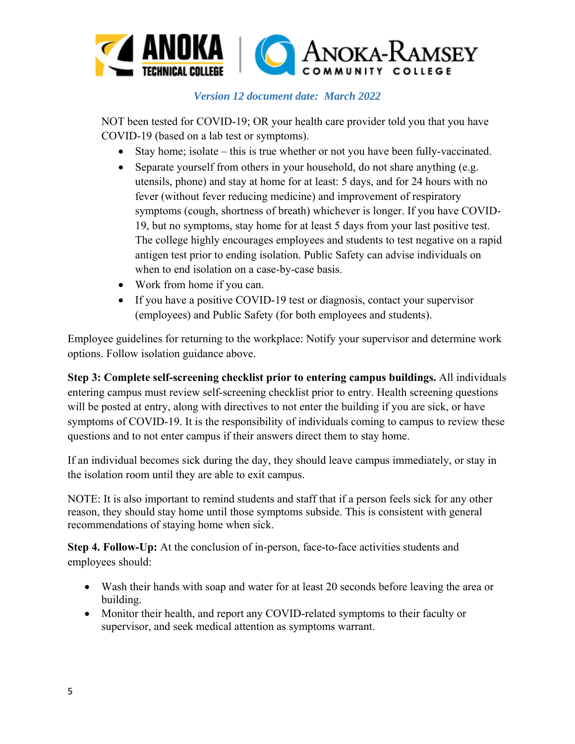NOT been tested for COVID-19; OR your health care provider told you that you have COVID-19 (based on a lab test or symptoms).

- Stay home; isolate – this is true whether or not you have been fully-vaccinated.
- Separate yourself from others in your household, do not share anything (e.g. utensils, phone) and stay at home for at least: 5 days, and for 24 hours with no fever (without fever reducing medicine) and improvement of respiratory symptoms (cough, shortness of breath) whichever is longer. If you have COVID-19, but no symptoms, stay home for at least 5 days from your last positive test. The college highly encourages employees and students to test negative on a rapid antigen test prior to ending isolation. Public Safety can advise individuals on when to end isolation on a case-by-case basis.
- Work from home if you can.
- If you have a positive COVID-19 test or diagnosis, contact your supervisor (employees) and Public Safety (for both employees and students).

Employee guidelines for returning to the workplace: Notify your supervisor and determine work options. Follow isolation guidance above.

**Step 3: Complete self-screening checklist prior to entering campus buildings.** All individuals entering campus must review self-screening checklist prior to entry. Health screening questions will be posted at entry, along with directives to not enter the building if you are sick, or have symptoms of COVID-19. It is the responsibility of individuals coming to campus to review these questions and to not enter campus if their answers direct them to stay home.

If an individual becomes sick during the day, they should leave campus immediately, or stay in the isolation room until they are able to exit campus.

NOTE: It is also important to remind students and staff that if a person feels sick for any other reason, they should stay home until those symptoms subside. This is consistent with general recommendations of staying home when sick.

**Step 4. Follow-Up:** At the conclusion of in-person, face-to-face activities students and employees should:

- Wash their hands with soap and water for at least 20 seconds before leaving the area or building.
- Monitor their health, and report any COVID-related symptoms to their faculty or supervisor, and seek medical attention as symptoms warrant.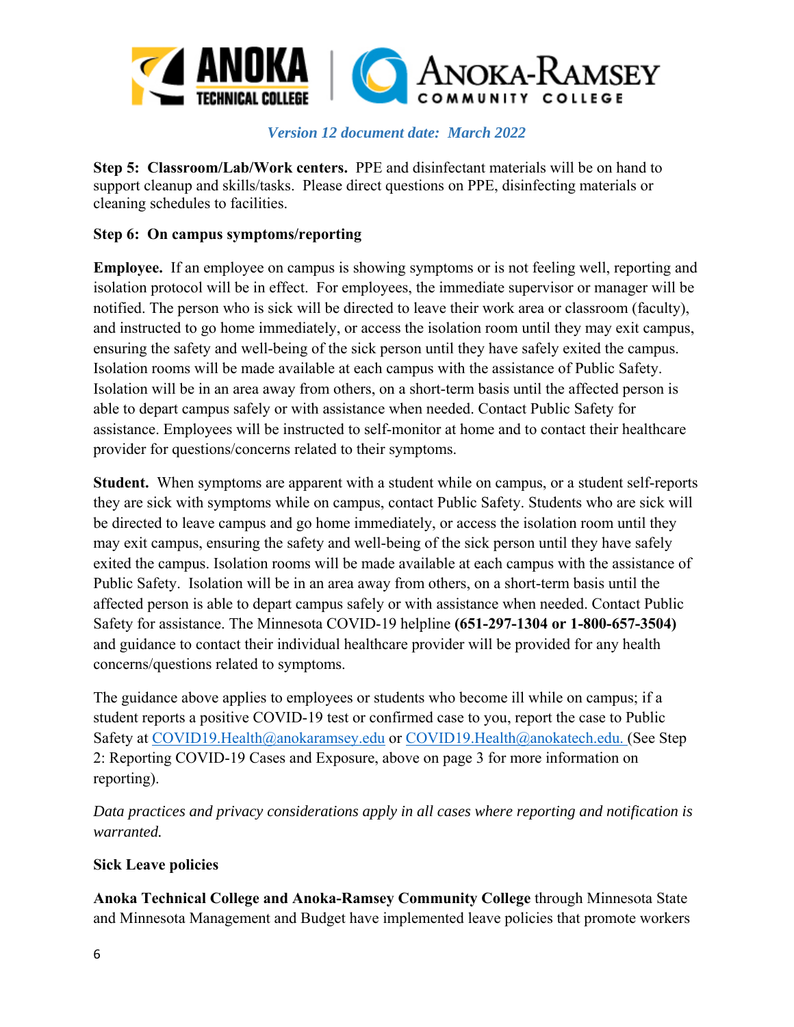**Step 5: Classroom/Lab/Work centers.** PPE and disinfectant materials will be on hand to support cleanup and skills/tasks. Please direct questions on PPE, disinfecting materials or cleaning schedules to facilities.

**Step 6: On campus symptoms/reporting**

**Employee.** If an employee on campus is showing symptoms or is not feeling well, reporting and isolation protocol will be in effect. For employees, the immediate supervisor or manager will be notified. The person who is sick will be directed to leave their work area or classroom (faculty), and instructed to go home immediately, or access the isolation room until they may exit campus, ensuring the safety and well-being of the sick person until they have safely exited the campus. Isolation rooms will be made available at each campus with the assistance of Public Safety. Isolation will be in an area away from others, on a short-term basis until the affected person is able to depart campus safely or with assistance when needed. Contact Public Safety for assistance. Employees will be instructed to self-monitor at home and to contact their healthcare provider for questions/concerns related to their symptoms.

**Student.** When symptoms are apparent with a student while on campus, or a student self-reports they are sick with symptoms while on campus, contact Public Safety. Students who are sick will be directed to leave campus and go home immediately, or access the isolation room until they may exit campus, ensuring the safety and well-being of the sick person until they have safely exited the campus. Isolation rooms will be made available at each campus with the assistance of Public Safety. Isolation will be in an area away from others, on a short-term basis until the affected person is able to depart campus safely or with assistance when needed. Contact Public Safety for assistance. The Minnesota COVID-19 helpline **(651-297-1304 or 1-800-657-3504)** and guidance to contact their individual healthcare provider will be provided for any health concerns/questions related to symptoms.

The guidance above applies to employees or students who become ill while on campus; if a student reports a positive COVID-19 test or confirmed case to you, report the case to Public Safety at COVID19.Health@anokaramsey.edu or COVID19.Health@anokatech.edu. (See Step 2: Reporting COVID-19 Cases and Exposure, above on page 3 for more information on reporting).

*Data practices and privacy considerations apply in all cases where reporting and notification is warranted.*

**Sick Leave policies**

**Anoka Technical College and Anoka-Ramsey Community College** through Minnesota State and Minnesota Management and Budget have implemented leave policies that promote workers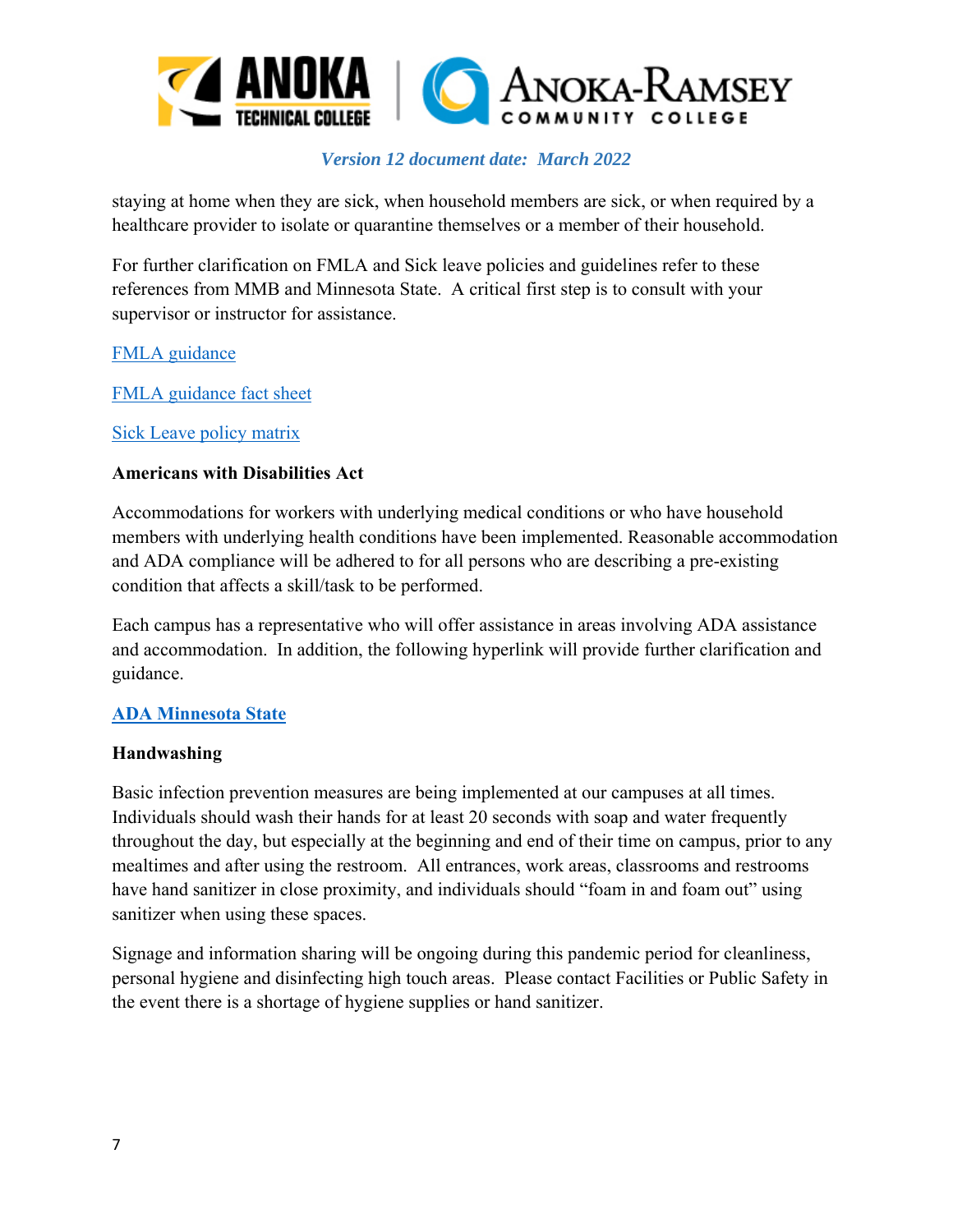staying at home when they are sick, when household members are sick, or when required by a healthcare provider to isolate or quarantine themselves or a member of their household.

For further clarification on FMLA and Sick leave policies and guidelines refer to these references from MMB and Minnesota State. A critical first step is to consult with your supervisor or instructor for assistance.

FMLA guidance

FMLA guidance fact sheet

Sick Leave policy matrix

**Americans with Disabilities Act**

Accommodations for workers with underlying medical conditions or who have household members with underlying health conditions have been implemented. Reasonable accommodation and ADA compliance will be adhered to for all persons who are describing a pre-existing condition that affects a skill/task to be performed.

Each campus has a representative who will offer assistance in areas involving ADA assistance and accommodation. In addition, the following hyperlink will provide further clarification and guidance.

**ADA Minnesota State**

**Handwashing**

Basic infection prevention measures are being implemented at our campuses at all times. Individuals should wash their hands for at least 20 seconds with soap and water frequently throughout the day, but especially at the beginning and end of their time on campus, prior to any mealtimes and after using the restroom. All entrances, work areas, classrooms and restrooms have hand sanitizer in close proximity, and individuals should "foam in and foam out" using sanitizer when using these spaces.

Signage and information sharing will be ongoing during this pandemic period for cleanliness, personal hygiene and disinfecting high touch areas. Please contact Facilities or Public Safety in the event there is a shortage of hygiene supplies or hand sanitizer.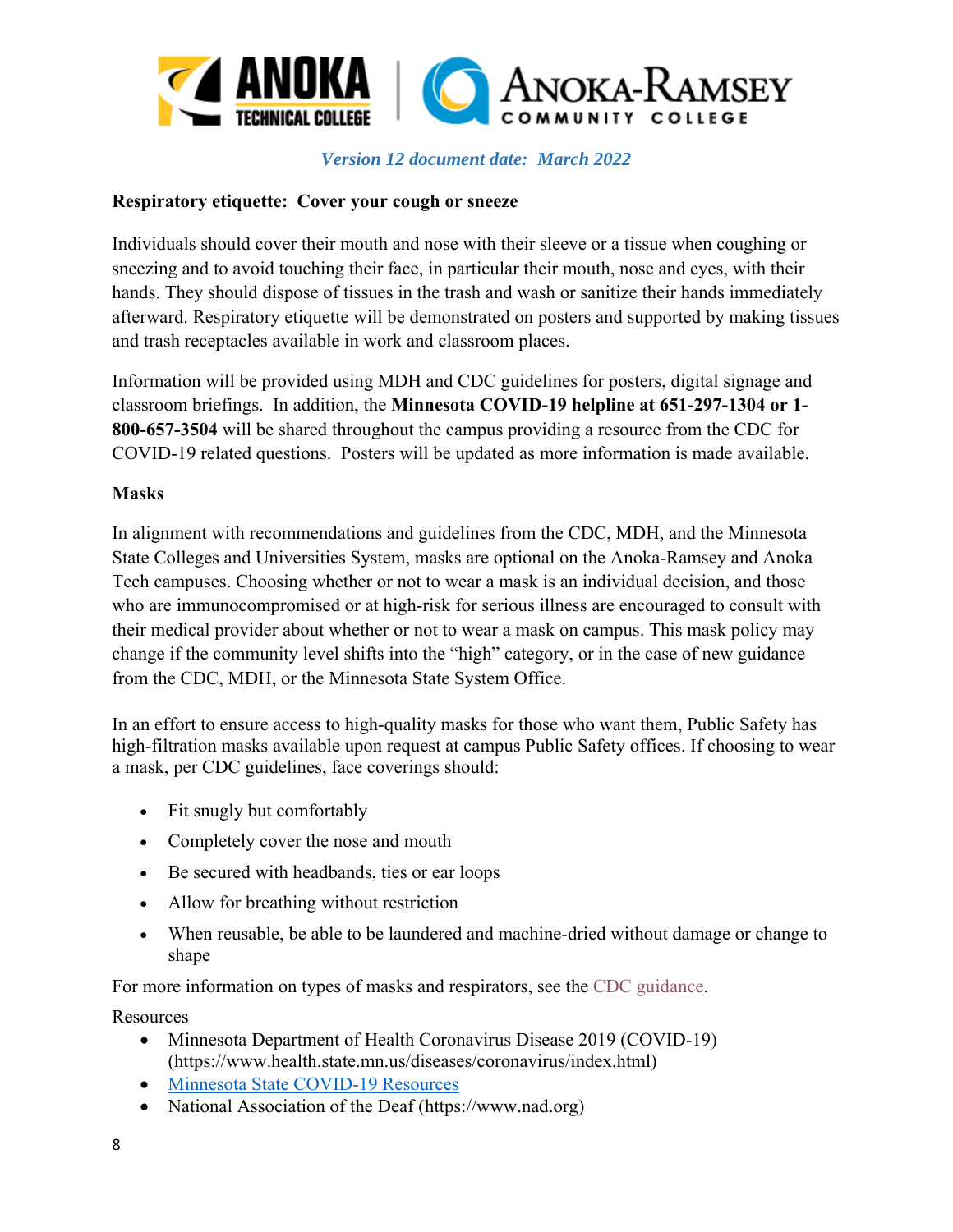*Version 12 document date: March 2022*

**Respiratory etiquette: Cover your cough or sneeze**

Individuals should cover their mouth and nose with their sleeve or a tissue when coughing or sneezing and to avoid touching their face, in particular their mouth, nose and eyes, with their hands. They should dispose of tissues in the trash and wash or sanitize their hands immediately afterward. Respiratory etiquette will be demonstrated on posters and supported by making tissues and trash receptacles available in work and classroom places.

Information will be provided using MDH and CDC guidelines for posters, digital signage and classroom briefings. In addition, the **Minnesota COVID-19 helpline at 651-297-1304 or 1-800-657-3504** will be shared throughout the campus providing a resource from the CDC for COVID-19 related questions. Posters will be updated as more information is made available.

**Masks**

In alignment with recommendations and guidelines from the CDC, MDH, and the Minnesota State Colleges and Universities System, masks are optional on the Anoka-Ramsey and Anoka Tech campuses. Choosing whether or not to wear a mask is an individual decision, and those who are immunocompromised or at high-risk for serious illness are encouraged to consult with their medical provider about whether or not to wear a mask on campus. This mask policy may change if the community level shifts into the "high" category, or in the case of new guidance from the CDC, MDH, or the Minnesota State System Office.

In an effort to ensure access to high-quality masks for those who want them, Public Safety has high-filtration masks available upon request at campus Public Safety offices. If choosing to wear a mask, per CDC guidelines, face coverings should:

- Fit snugly but comfortably
- Completely cover the nose and mouth
- Be secured with headbands, ties or ear loops
- Allow for breathing without restriction
- When reusable, be able to be laundered and machine-dried without damage or change to shape

For more information on types of masks and respirators, see the CDC guidance.

Resources

- Minnesota Department of Health Coronavirus Disease 2019 (COVID-19) (https://www.health.state.mn.us/diseases/coronavirus/index.html)
- Minnesota State COVID-19 Resources
- National Association of the Deaf (https://www.nad.org)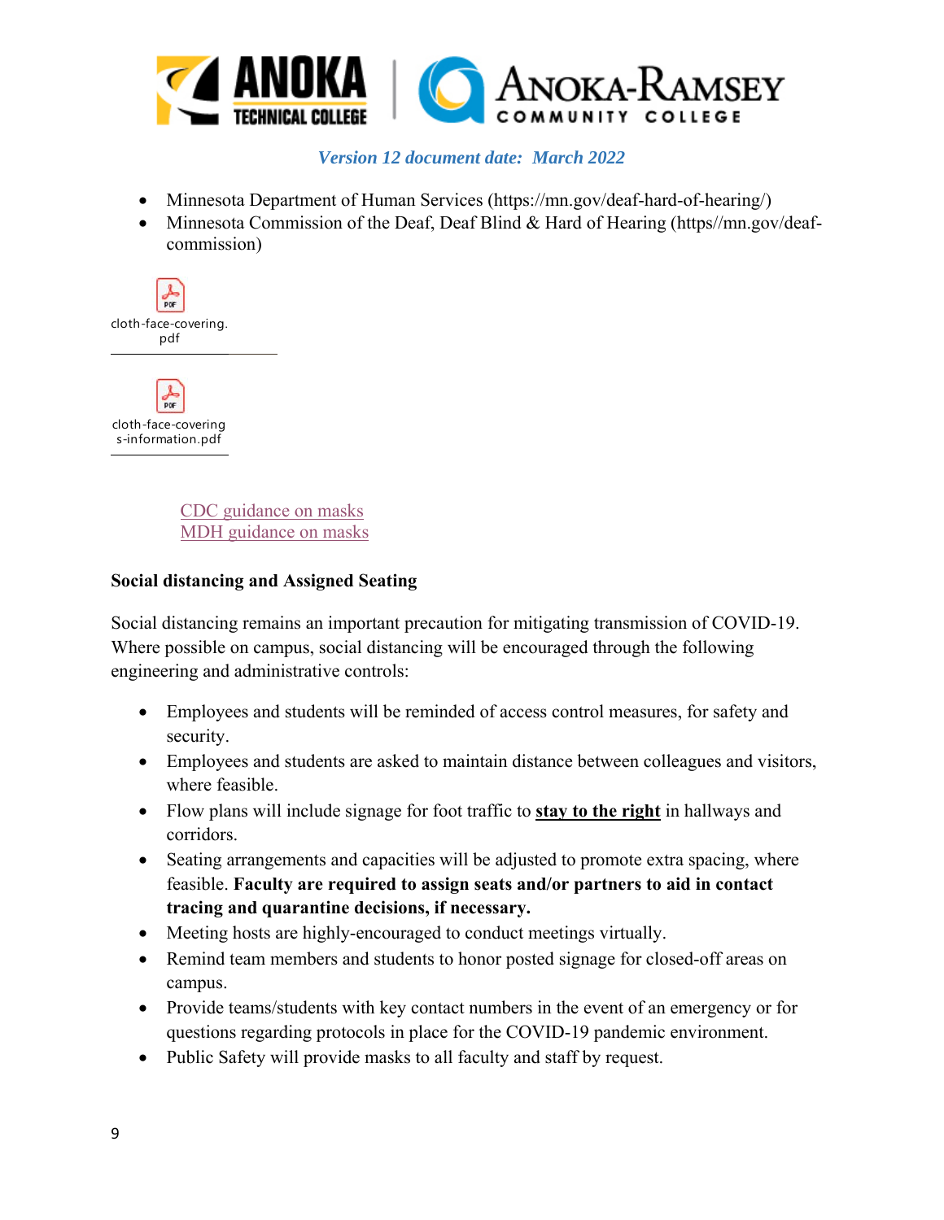*Version 12 document date: March 2022*

- Minnesota Department of Human Services (https://mn.gov/deaf-hard-of-hearing/)
- Minnesota Commission of the Deaf, Deaf Blind & Hard of Hearing (https//mn.gov/deaf-commission)

cloth-face-covering.pdf

cloth-face-coverings-information.pdf

CDC guidance on masks
MDH guidance on masks

**Social distancing and Assigned Seating**

Social distancing remains an important precaution for mitigating transmission of COVID-19. Where possible on campus, social distancing will be encouraged through the following engineering and administrative controls:

- Employees and students will be reminded of access control measures, for safety and security.
- Employees and students are asked to maintain distance between colleagues and visitors, where feasible.
- Flow plans will include signage for foot traffic to **stay to the right** in hallways and corridors.
- Seating arrangements and capacities will be adjusted to promote extra spacing, where feasible. **Faculty are required to assign seats and/or partners to aid in contact tracing and quarantine decisions, if necessary.**
- Meeting hosts are highly-encouraged to conduct meetings virtually.
- Remind team members and students to honor posted signage for closed-off areas on campus.
- Provide teams/students with key contact numbers in the event of an emergency or for questions regarding protocols in place for the COVID-19 pandemic environment.
- Public Safety will provide masks to all faculty and staff by request.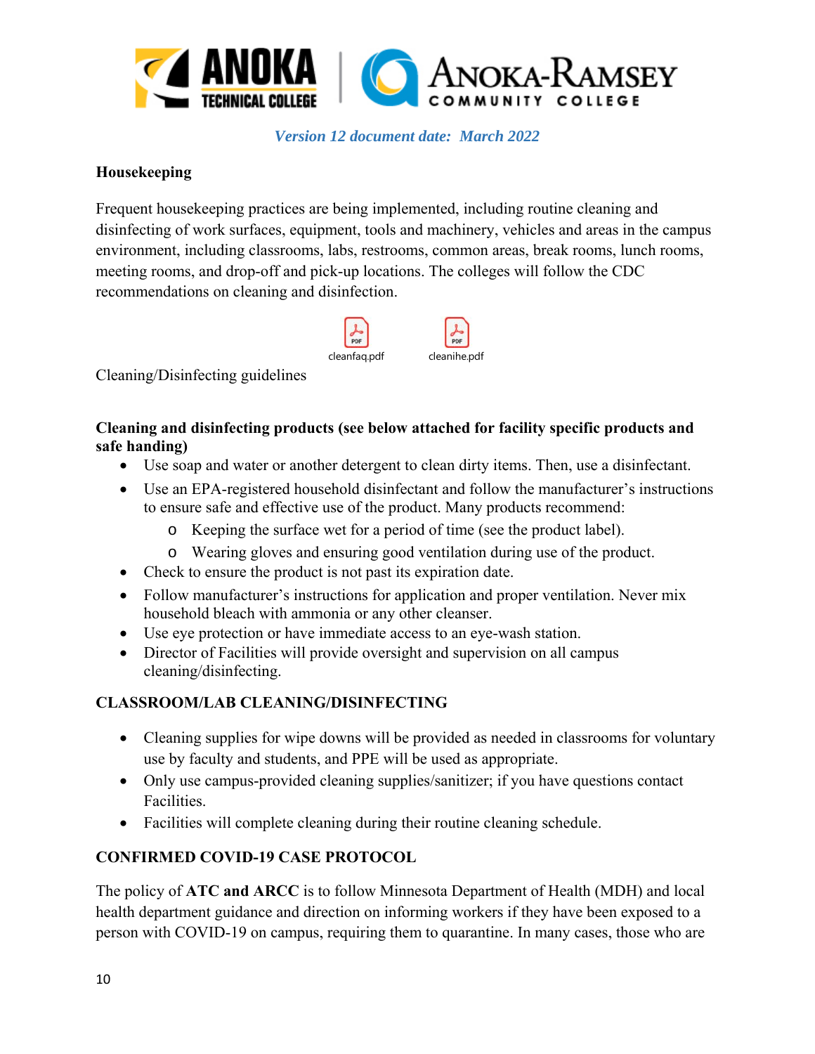*Version 12 document date: March 2022*

**Housekeeping**

Frequent housekeeping practices are being implemented, including routine cleaning and disinfecting of work surfaces, equipment, tools and machinery, vehicles and areas in the campus environment, including classrooms, labs, restrooms, common areas, break rooms, lunch rooms, meeting rooms, and drop-off and pick-up locations. The colleges will follow the CDC recommendations on cleaning and disinfection.

cleanfaq.pdf cleanihe.pdf

Cleaning/Disinfecting guidelines

**Cleaning and disinfecting products (see below attached for facility specific products and safe handing)**

- Use soap and water or another detergent to clean dirty items. Then, use a disinfectant.
- Use an EPA-registered household disinfectant and follow the manufacturer's instructions to ensure safe and effective use of the product. Many products recommend:
  - Keeping the surface wet for a period of time (see the product label).
  - Wearing gloves and ensuring good ventilation during use of the product.
- Check to ensure the product is not past its expiration date.
- Follow manufacturer's instructions for application and proper ventilation. Never mix household bleach with ammonia or any other cleanser.
- Use eye protection or have immediate access to an eye-wash station.
- Director of Facilities will provide oversight and supervision on all campus cleaning/disinfecting.

**CLASSROOM/LAB CLEANING/DISINFECTING**

- Cleaning supplies for wipe downs will be provided as needed in classrooms for voluntary use by faculty and students, and PPE will be used as appropriate.
- Only use campus-provided cleaning supplies/sanitizer; if you have questions contact Facilities.
- Facilities will complete cleaning during their routine cleaning schedule.

**CONFIRMED COVID-19 CASE PROTOCOL**

The policy of **ATC and ARCC** is to follow Minnesota Department of Health (MDH) and local health department guidance and direction on informing workers if they have been exposed to a person with COVID-19 on campus, requiring them to quarantine. In many cases, those who are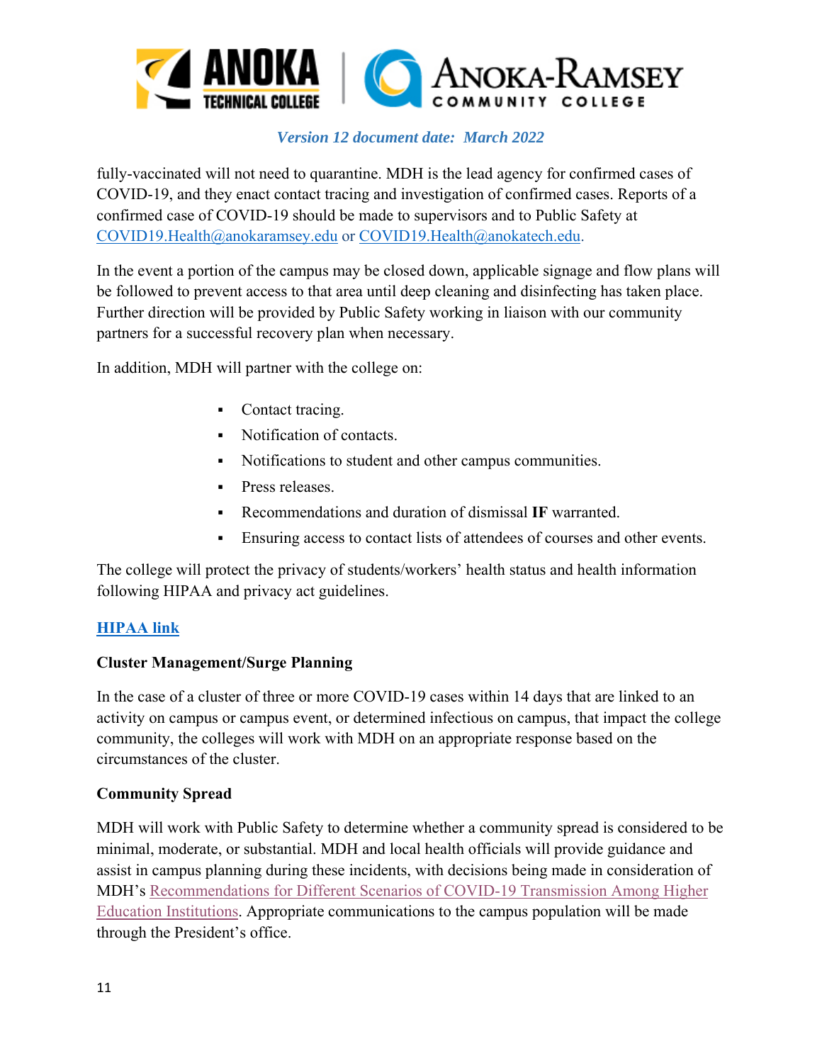fully-vaccinated will not need to quarantine. MDH is the lead agency for confirmed cases of COVID-19, and they enact contact tracing and investigation of confirmed cases. Reports of a confirmed case of COVID-19 should be made to supervisors and to Public Safety at COVID19.Health@anokaramsey.edu or COVID19.Health@anokatech.edu.

In the event a portion of the campus may be closed down, applicable signage and flow plans will be followed to prevent access to that area until deep cleaning and disinfecting has taken place. Further direction will be provided by Public Safety working in liaison with our community partners for a successful recovery plan when necessary.

In addition, MDH will partner with the college on:

- Contact tracing.
- Notification of contacts.
- Notifications to student and other campus communities.
- Press releases.
- Recommendations and duration of dismissal **IF** warranted.
- Ensuring access to contact lists of attendees of courses and other events.

The college will protect the privacy of students/workers' health status and health information following HIPAA and privacy act guidelines.

**HIPAA link**

**Cluster Management/Surge Planning**

In the case of a cluster of three or more COVID-19 cases within 14 days that are linked to an activity on campus or campus event, or determined infectious on campus, that impact the college community, the colleges will work with MDH on an appropriate response based on the circumstances of the cluster.

**Community Spread**

MDH will work with Public Safety to determine whether a community spread is considered to be minimal, moderate, or substantial. MDH and local health officials will provide guidance and assist in campus planning during these incidents, with decisions being made in consideration of MDH's Recommendations for Different Scenarios of COVID-19 Transmission Among Higher Education Institutions. Appropriate communications to the campus population will be made through the President's office.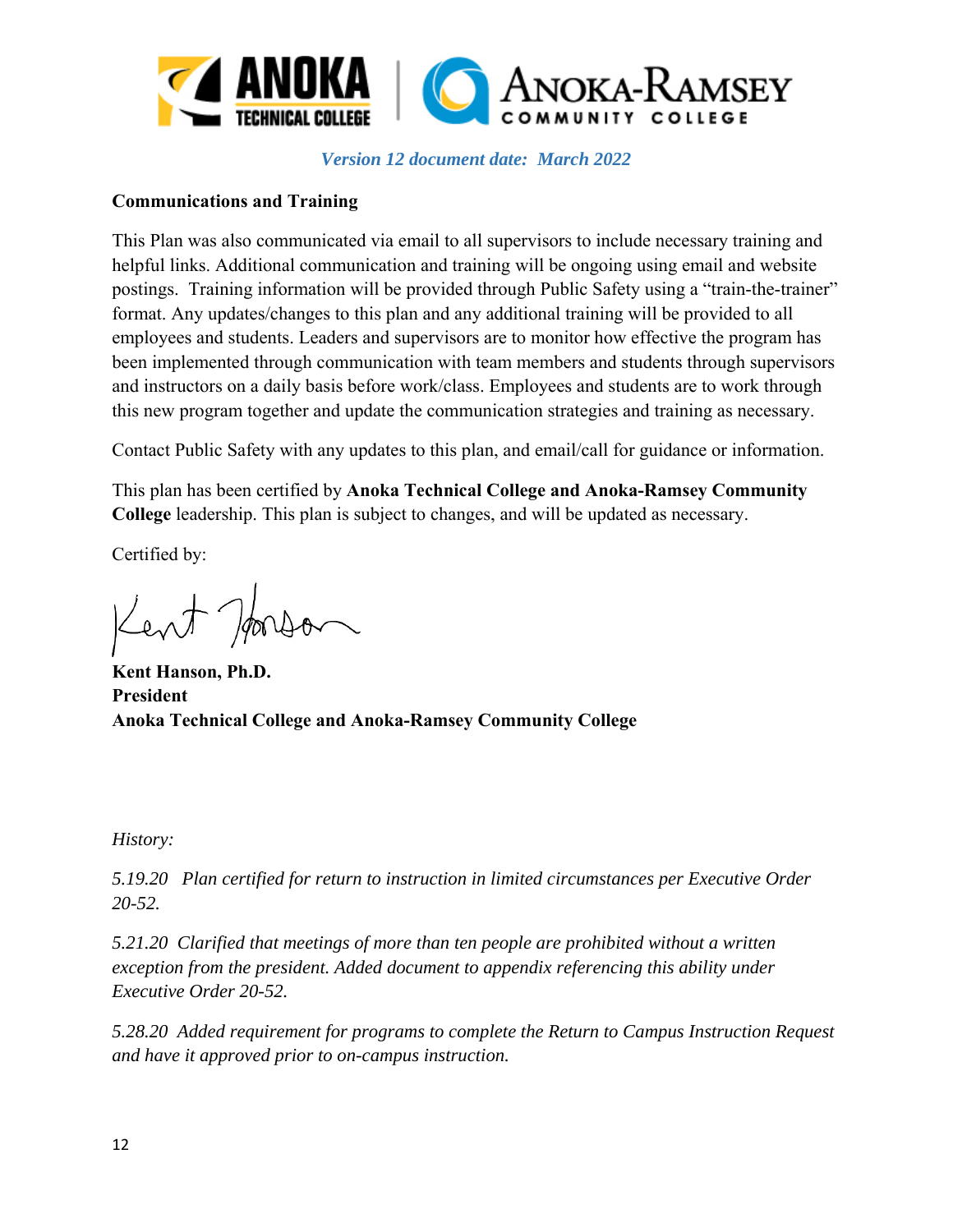*Version 12 document date: March 2022*

**Communications and Training**

This Plan was also communicated via email to all supervisors to include necessary training and helpful links. Additional communication and training will be ongoing using email and website postings. Training information will be provided through Public Safety using a "train-the-trainer" format. Any updates/changes to this plan and any additional training will be provided to all employees and students. Leaders and supervisors are to monitor how effective the program has been implemented through communication with team members and students through supervisors and instructors on a daily basis before work/class. Employees and students are to work through this new program together and update the communication strategies and training as necessary.

Contact Public Safety with any updates to this plan, and email/call for guidance or information.

This plan has been certified by **Anoka Technical College and Anoka-Ramsey Community College** leadership. This plan is subject to changes, and will be updated as necessary.

Certified by:

**Kent Hanson, Ph.D.**
**President**
**Anoka Technical College and Anoka-Ramsey Community College**

*History:*

*5.19.20 Plan certified for return to instruction in limited circumstances per Executive Order 20-52.*

*5.21.20 Clarified that meetings of more than ten people are prohibited without a written exception from the president. Added document to appendix referencing this ability under Executive Order 20-52.*

*5.28.20 Added requirement for programs to complete the Return to Campus Instruction Request and have it approved prior to on-campus instruction.*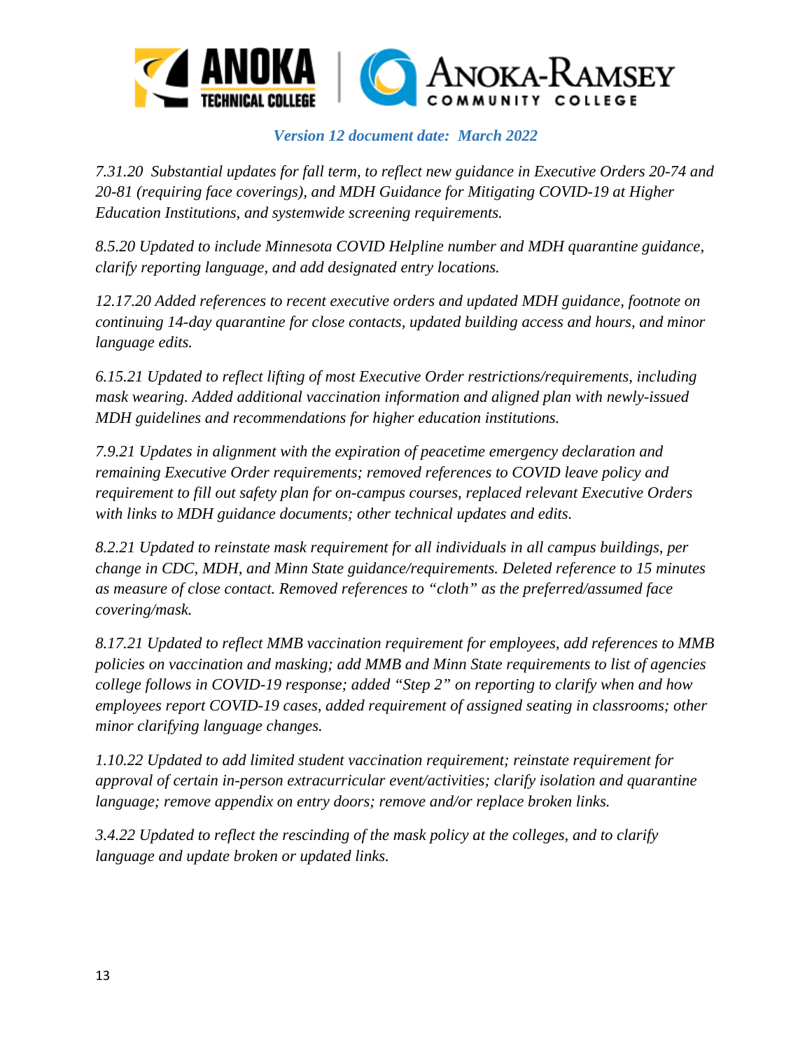*Version 12 document date: March 2022*

*7.31.20 Substantial updates for fall term, to reflect new guidance in Executive Orders 20-74 and 20-81 (requiring face coverings), and MDH Guidance for Mitigating COVID-19 at Higher Education Institutions, and systemwide screening requirements.*

*8.5.20 Updated to include Minnesota COVID Helpline number and MDH quarantine guidance, clarify reporting language, and add designated entry locations.*

*12.17.20 Added references to recent executive orders and updated MDH guidance, footnote on continuing 14-day quarantine for close contacts, updated building access and hours, and minor language edits.*

*6.15.21 Updated to reflect lifting of most Executive Order restrictions/requirements, including mask wearing. Added additional vaccination information and aligned plan with newly-issued MDH guidelines and recommendations for higher education institutions.*

*7.9.21 Updates in alignment with the expiration of peacetime emergency declaration and remaining Executive Order requirements; removed references to COVID leave policy and requirement to fill out safety plan for on-campus courses, replaced relevant Executive Orders with links to MDH guidance documents; other technical updates and edits.*

*8.2.21 Updated to reinstate mask requirement for all individuals in all campus buildings, per change in CDC, MDH, and Minn State guidance/requirements. Deleted reference to 15 minutes as measure of close contact. Removed references to "cloth" as the preferred/assumed face covering/mask.*

*8.17.21 Updated to reflect MMB vaccination requirement for employees, add references to MMB policies on vaccination and masking; add MMB and Minn State requirements to list of agencies college follows in COVID-19 response; added "Step 2" on reporting to clarify when and how employees report COVID-19 cases, added requirement of assigned seating in classrooms; other minor clarifying language changes.*

*1.10.22 Updated to add limited student vaccination requirement; reinstate requirement for approval of certain in-person extracurricular event/activities; clarify isolation and quarantine language; remove appendix on entry doors; remove and/or replace broken links.*

*3.4.22 Updated to reflect the rescinding of the mask policy at the colleges, and to clarify language and update broken or updated links.*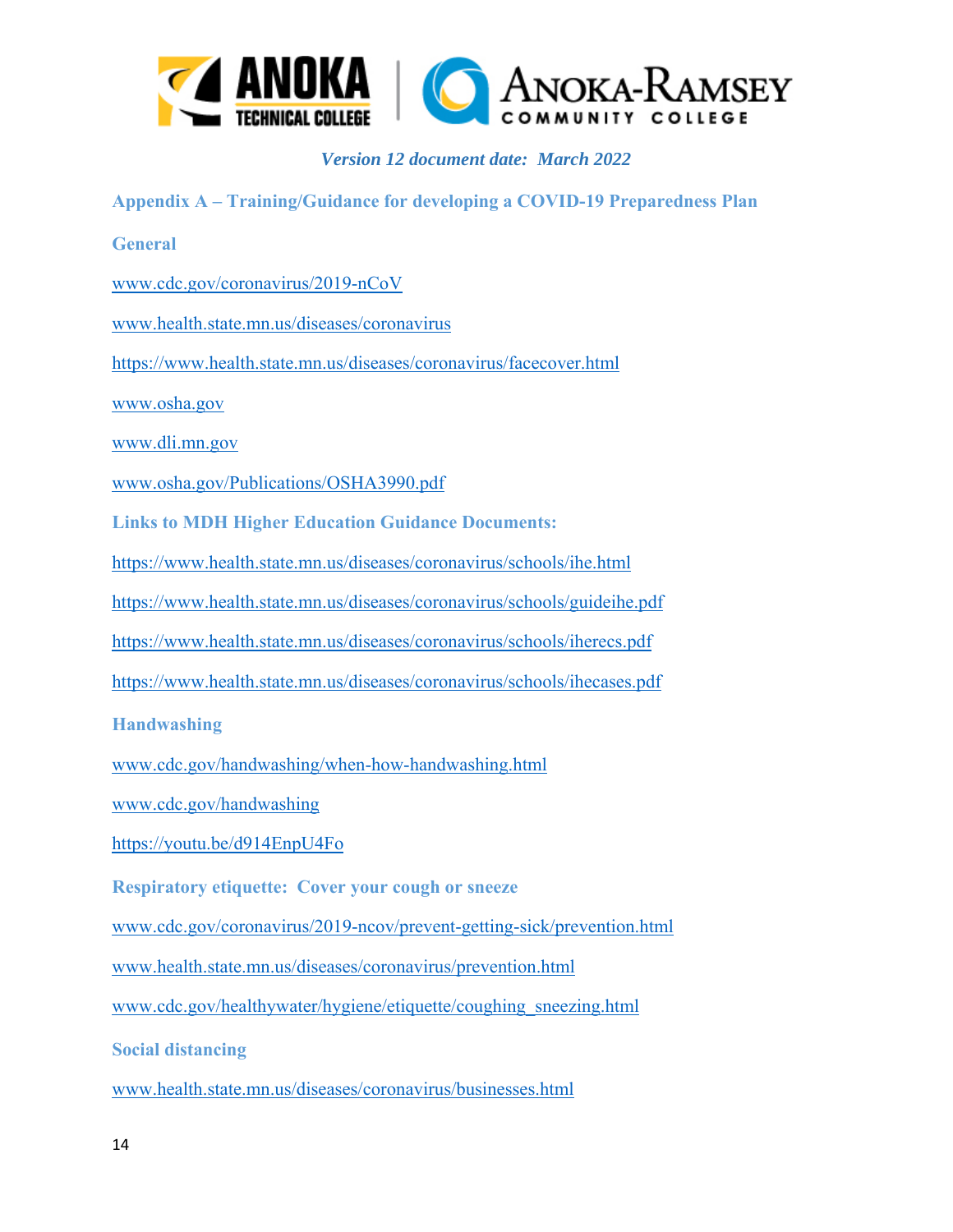*Version 12 document date: March 2022*

## Appendix A – Training/Guidance for developing a COVID-19 Preparedness Plan

### General

www.cdc.gov/coronavirus/2019-nCoV

www.health.state.mn.us/diseases/coronavirus

https://www.health.state.mn.us/diseases/coronavirus/facecover.html

www.osha.gov

www.dli.mn.gov

www.osha.gov/Publications/OSHA3990.pdf

### Links to MDH Higher Education Guidance Documents:

https://www.health.state.mn.us/diseases/coronavirus/schools/ihe.html

https://www.health.state.mn.us/diseases/coronavirus/schools/guideihe.pdf

https://www.health.state.mn.us/diseases/coronavirus/schools/iherecs.pdf

https://www.health.state.mn.us/diseases/coronavirus/schools/ihecases.pdf

### Handwashing

www.cdc.gov/handwashing/when-how-handwashing.html

www.cdc.gov/handwashing

https://youtu.be/d914EnpU4Fo

### Respiratory etiquette: Cover your cough or sneeze

www.cdc.gov/coronavirus/2019-ncov/prevent-getting-sick/prevention.html

www.health.state.mn.us/diseases/coronavirus/prevention.html

www.cdc.gov/healthywater/hygiene/etiquette/coughing_sneezing.html

### Social distancing

www.health.state.mn.us/diseases/coronavirus/businesses.html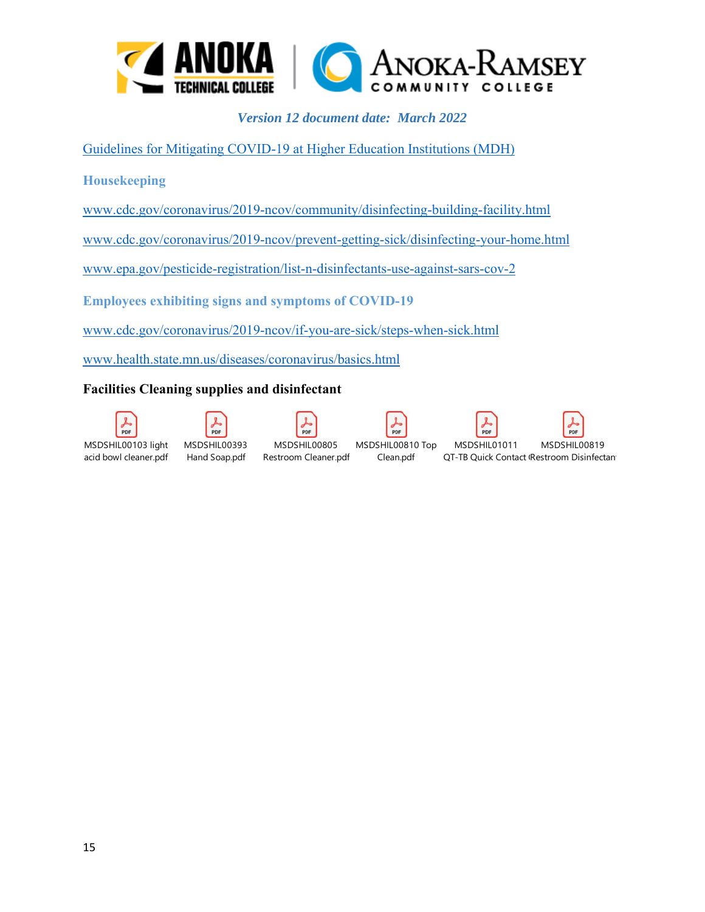*Version 12 document date: March 2022*

Guidelines for Mitigating COVID-19 at Higher Education Institutions (MDH)

### Housekeeping

www.cdc.gov/coronavirus/2019-ncov/community/disinfecting-building-facility.html

www.cdc.gov/coronavirus/2019-ncov/prevent-getting-sick/disinfecting-your-home.html

www.epa.gov/pesticide-registration/list-n-disinfectants-use-against-sars-cov-2

### Employees exhibiting signs and symptoms of COVID-19

www.cdc.gov/coronavirus/2019-ncov/if-you-are-sick/steps-when-sick.html

www.health.state.mn.us/diseases/coronavirus/basics.html

**Facilities Cleaning supplies and disinfectant**

MSDSHIL00103 light acid bowl cleaner.pdf

MSDSHIL00393 Hand Soap.pdf

MSDSHIL00805 Restroom Cleaner.pdf

MSDSHIL00810 Top Clean.pdf

MSDSHIL01011 QT-TB Quick Contact

MSDSHIL00819 Restroom Disinfectan